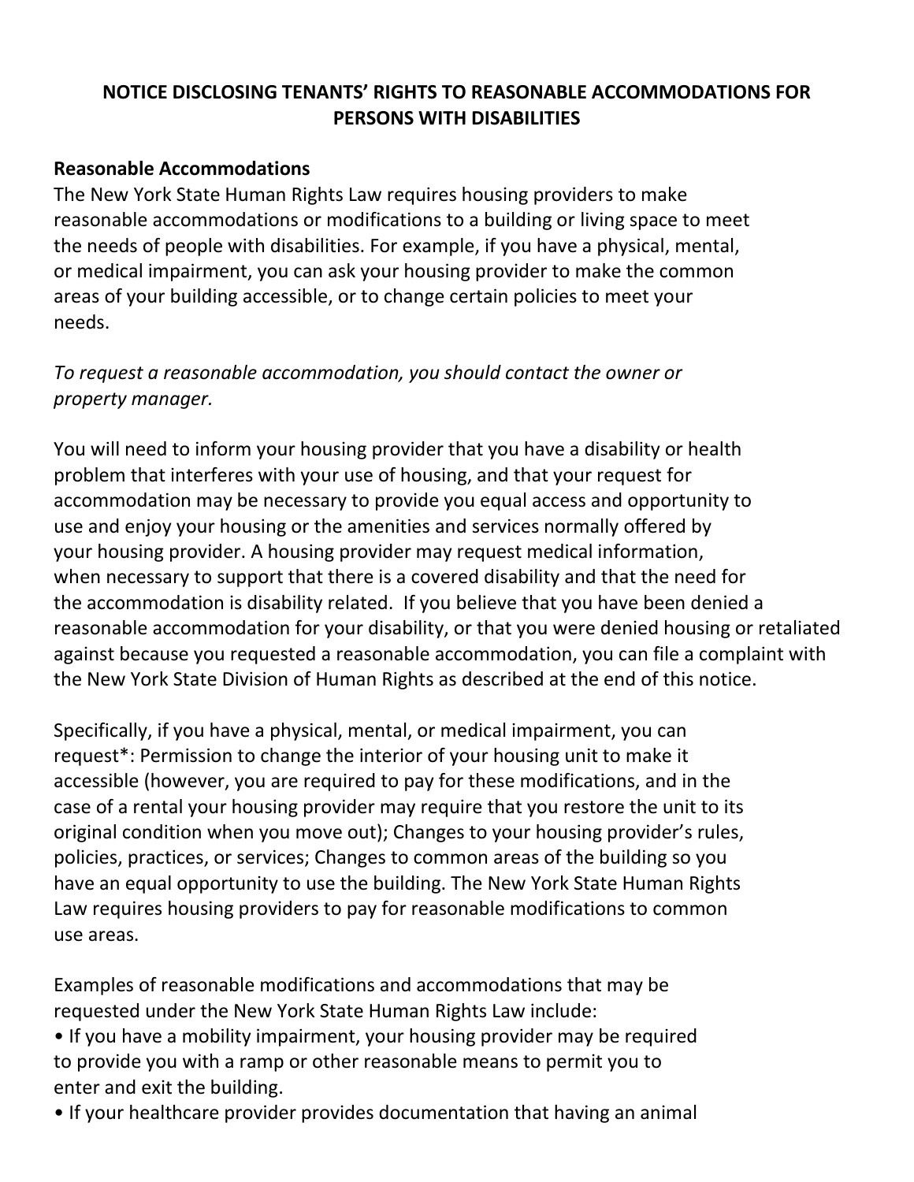# NOTICE DISCLOSING TENANTS' RIGHTS TO REASONABLE ACCOMMODATIONS FOR PERSONS WITH DISABILITIES

**Reasonable Accommodations**

The New York State Human Rights Law requires housing providers to make reasonable accommodations or modifications to a building or living space to meet the needs of people with disabilities. For example, if you have a physical, mental, or medical impairment, you can ask your housing provider to make the common areas of your building accessible, or to change certain policies to meet your needs.

*To request a reasonable accommodation, you should contact the owner or property manager.*

You will need to inform your housing provider that you have a disability or health problem that interferes with your use of housing, and that your request for accommodation may be necessary to provide you equal access and opportunity to use and enjoy your housing or the amenities and services normally offered by your housing provider. A housing provider may request medical information, when necessary to support that there is a covered disability and that the need for the accommodation is disability related. If you believe that you have been denied a reasonable accommodation for your disability, or that you were denied housing or retaliated against because you requested a reasonable accommodation, you can file a complaint with the New York State Division of Human Rights as described at the end of this notice.

Specifically, if you have a physical, mental, or medical impairment, you can request*: Permission to change the interior of your housing unit to make it accessible (however, you are required to pay for these modifications, and in the case of a rental your housing provider may require that you restore the unit to its original condition when you move out); Changes to your housing provider's rules, policies, practices, or services; Changes to common areas of the building so you have an equal opportunity to use the building. The New York State Human Rights Law requires housing providers to pay for reasonable modifications to common use areas.

Examples of reasonable modifications and accommodations that may be requested under the New York State Human Rights Law include:

- If you have a mobility impairment, your housing provider may be required to provide you with a ramp or other reasonable means to permit you to enter and exit the building.
- If your healthcare provider provides documentation that having an animal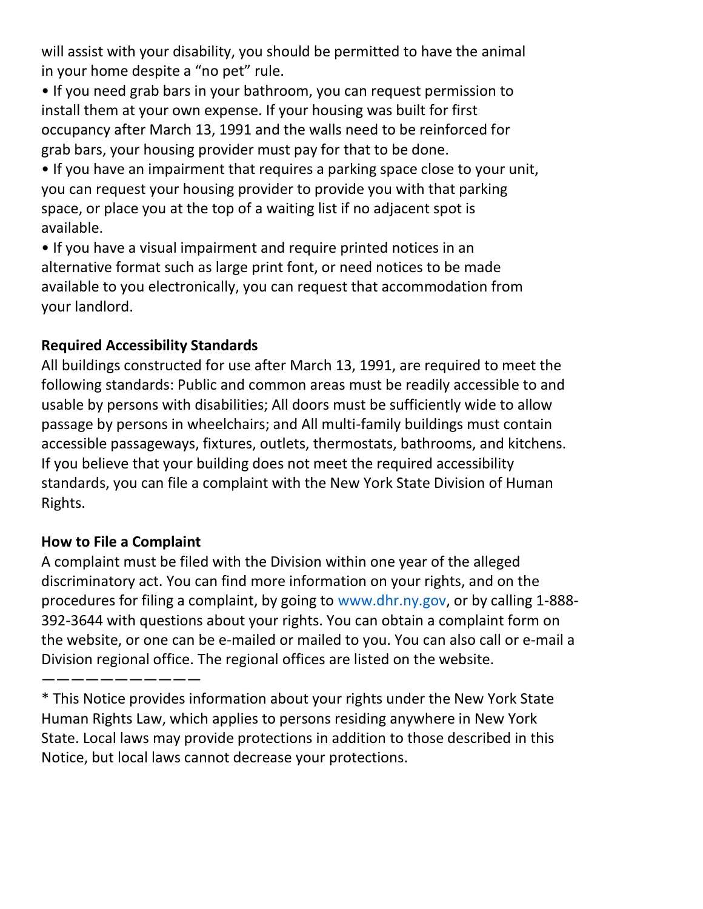will assist with your disability, you should be permitted to have the animal in your home despite a "no pet" rule.

- If you need grab bars in your bathroom, you can request permission to install them at your own expense. If your housing was built for first occupancy after March 13, 1991 and the walls need to be reinforced for grab bars, your housing provider must pay for that to be done.
- If you have an impairment that requires a parking space close to your unit, you can request your housing provider to provide you with that parking space, or place you at the top of a waiting list if no adjacent spot is available.
- If you have a visual impairment and require printed notices in an alternative format such as large print font, or need notices to be made available to you electronically, you can request that accommodation from your landlord.

**Required Accessibility Standards**

All buildings constructed for use after March 13, 1991, are required to meet the following standards: Public and common areas must be readily accessible to and usable by persons with disabilities; All doors must be sufficiently wide to allow passage by persons in wheelchairs; and All multi-family buildings must contain accessible passageways, fixtures, outlets, thermostats, bathrooms, and kitchens. If you believe that your building does not meet the required accessibility standards, you can file a complaint with the New York State Division of Human Rights.

**How to File a Complaint**

A complaint must be filed with the Division within one year of the alleged discriminatory act. You can find more information on your rights, and on the procedures for filing a complaint, by going to www.dhr.ny.gov, or by calling 1-888-392-3644 with questions about your rights. You can obtain a complaint form on the website, or one can be e-mailed or mailed to you. You can also call or e-mail a Division regional office. The regional offices are listed on the website.

———————————

* This Notice provides information about your rights under the New York State Human Rights Law, which applies to persons residing anywhere in New York State. Local laws may provide protections in addition to those described in this Notice, but local laws cannot decrease your protections.